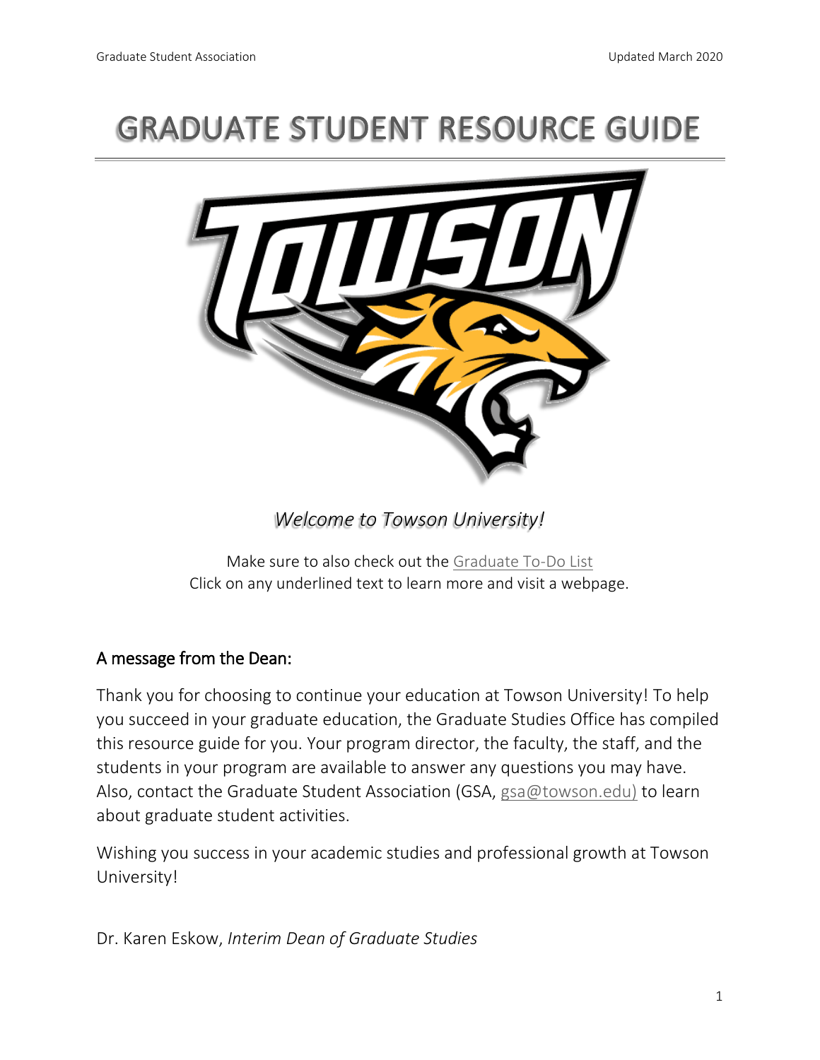# GRADUATE STUDENT RESOURCE GUIDE

*Welcome to Towson University!*

Make sure to also check out the Graduate To-Do List
Click on any underlined text to learn more and visit a webpage.

## A message from the Dean:

Thank you for choosing to continue your education at Towson University! To help you succeed in your graduate education, the Graduate Studies Office has compiled this resource guide for you. Your program director, the faculty, the staff, and the students in your program are available to answer any questions you may have. Also, contact the Graduate Student Association (GSA, gsa@towson.edu) to learn about graduate student activities.

Wishing you success in your academic studies and professional growth at Towson University!

Dr. Karen Eskow, *Interim Dean of Graduate Studies*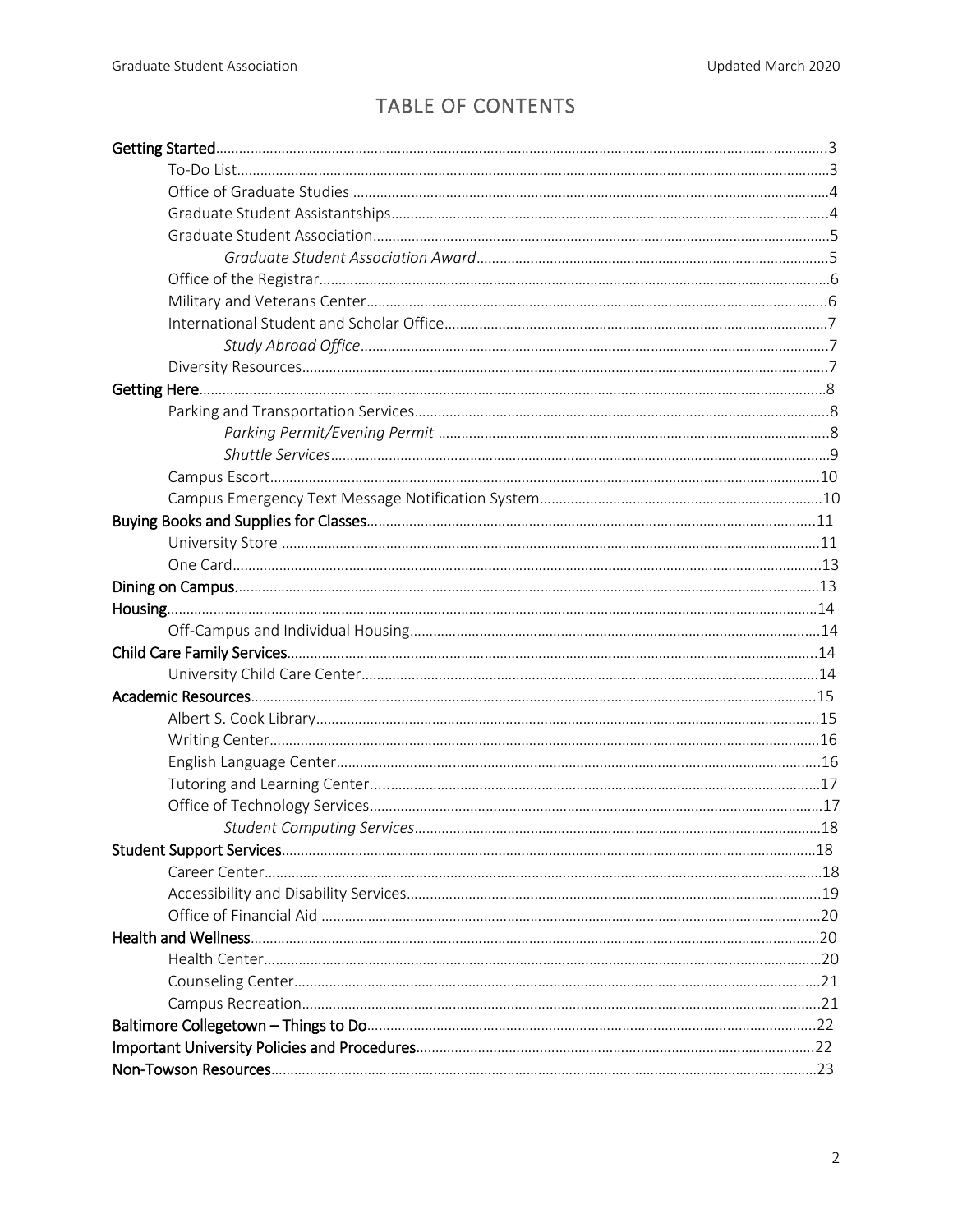## TABLE OF CONTENTS

**Getting Started**...........3
- To-Do List...........3
- Office of Graduate Studies...........4
- Graduate Student Assistantships...........4
- Graduate Student Association...........5
  - *Graduate Student Association Award*...........5
- Office of the Registrar...........6
- Military and Veterans Center...........6
- International Student and Scholar Office...........7
  - *Study Abroad Office*...........7
- Diversity Resources...........7

**Getting Here**...........8
- Parking and Transportation Services...........8
  - *Parking Permit/Evening Permit*...........8
  - *Shuttle Services*...........9
- Campus Escort...........10
- Campus Emergency Text Message Notification System...........10

**Buying Books and Supplies for Classes**...........11
- University Store...........11
- One Card...........13

**Dining on Campus.**...........13

**Housing**...........14
- Off-Campus and Individual Housing...........14

**Child Care Family Services**...........14
- University Child Care Center...........14

**Academic Resources**...........15
- Albert S. Cook Library...........15
- Writing Center...........16
- English Language Center...........16
- Tutoring and Learning Center...........17
- Office of Technology Services...........17
  - *Student Computing Services*...........18

**Student Support Services**...........18
- Career Center...........18
- Accessibility and Disability Services...........19
- Office of Financial Aid...........20

**Health and Wellness**...........20
- Health Center...........20
- Counseling Center...........21
- Campus Recreation...........21

**Baltimore Collegetown – Things to Do**...........22

**Important University Policies and Procedures**...........22

**Non-Towson Resources**...........23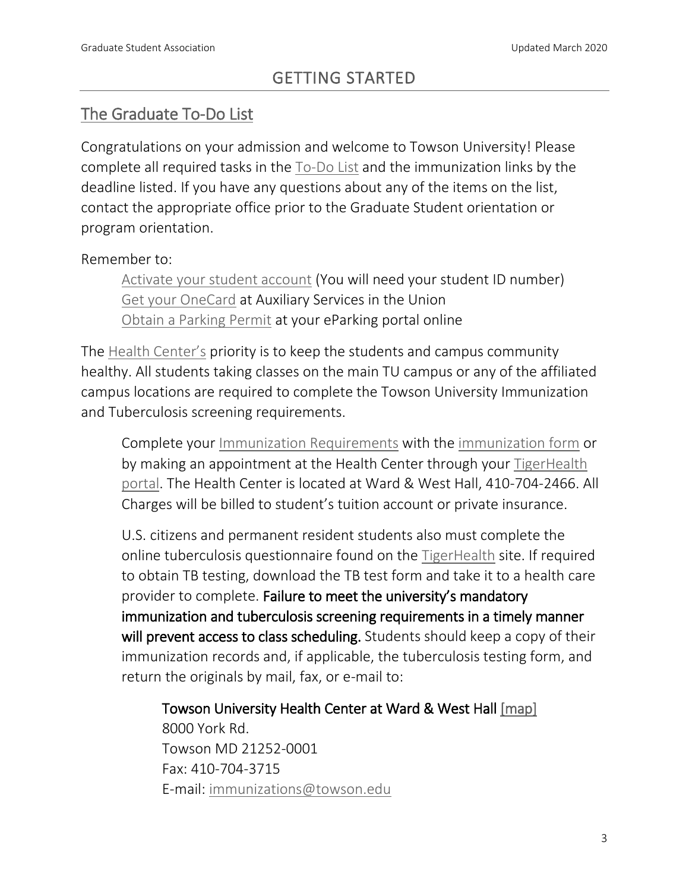# GETTING STARTED

## The Graduate To-Do List

Congratulations on your admission and welcome to Towson University! Please complete all required tasks in the To-Do List and the immunization links by the deadline listed. If you have any questions about any of the items on the list, contact the appropriate office prior to the Graduate Student orientation or program orientation.

Remember to:

- Activate your student account (You will need your student ID number)
- Get your OneCard at Auxiliary Services in the Union
- Obtain a Parking Permit at your eParking portal online

The Health Center's priority is to keep the students and campus community healthy. All students taking classes on the main TU campus or any of the affiliated campus locations are required to complete the Towson University Immunization and Tuberculosis screening requirements.

> Complete your Immunization Requirements with the immunization form or by making an appointment at the Health Center through your TigerHealth portal. The Health Center is located at Ward & West Hall, 410-704-2466. All Charges will be billed to student's tuition account or private insurance.
>
> U.S. citizens and permanent resident students also must complete the online tuberculosis questionnaire found on the TigerHealth site. If required to obtain TB testing, download the TB test form and take it to a health care provider to complete. **Failure to meet the university's mandatory immunization and tuberculosis screening requirements in a timely manner will prevent access to class scheduling.** Students should keep a copy of their immunization records and, if applicable, the tuberculosis testing form, and return the originals by mail, fax, or e-mail to:
>
> **Towson University Health Center at Ward & West Hall** [map]
> 8000 York Rd.
> Towson MD 21252-0001
> Fax: 410-704-3715
> E-mail: immunizations@towson.edu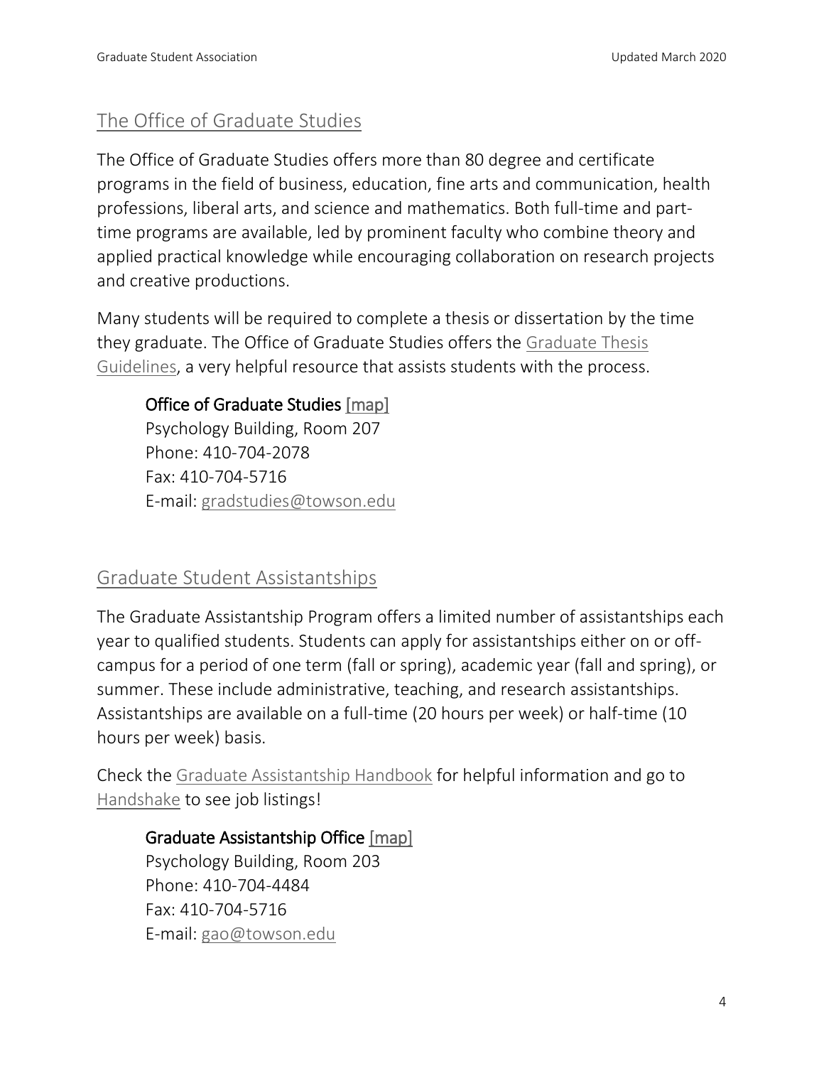## The Office of Graduate Studies

The Office of Graduate Studies offers more than 80 degree and certificate programs in the field of business, education, fine arts and communication, health professions, liberal arts, and science and mathematics. Both full-time and part-time programs are available, led by prominent faculty who combine theory and applied practical knowledge while encouraging collaboration on research projects and creative productions.

Many students will be required to complete a thesis or dissertation by the time they graduate. The Office of Graduate Studies offers the Graduate Thesis Guidelines, a very helpful resource that assists students with the process.

**Office of Graduate Studies** [map]
Psychology Building, Room 207
Phone: 410-704-2078
Fax: 410-704-5716
E-mail: gradstudies@towson.edu

## Graduate Student Assistantships

The Graduate Assistantship Program offers a limited number of assistantships each year to qualified students. Students can apply for assistantships either on or off-campus for a period of one term (fall or spring), academic year (fall and spring), or summer. These include administrative, teaching, and research assistantships. Assistantships are available on a full-time (20 hours per week) or half-time (10 hours per week) basis.

Check the Graduate Assistantship Handbook for helpful information and go to Handshake to see job listings!

**Graduate Assistantship Office** [map]
Psychology Building, Room 203
Phone: 410-704-4484
Fax: 410-704-5716
E-mail: gao@towson.edu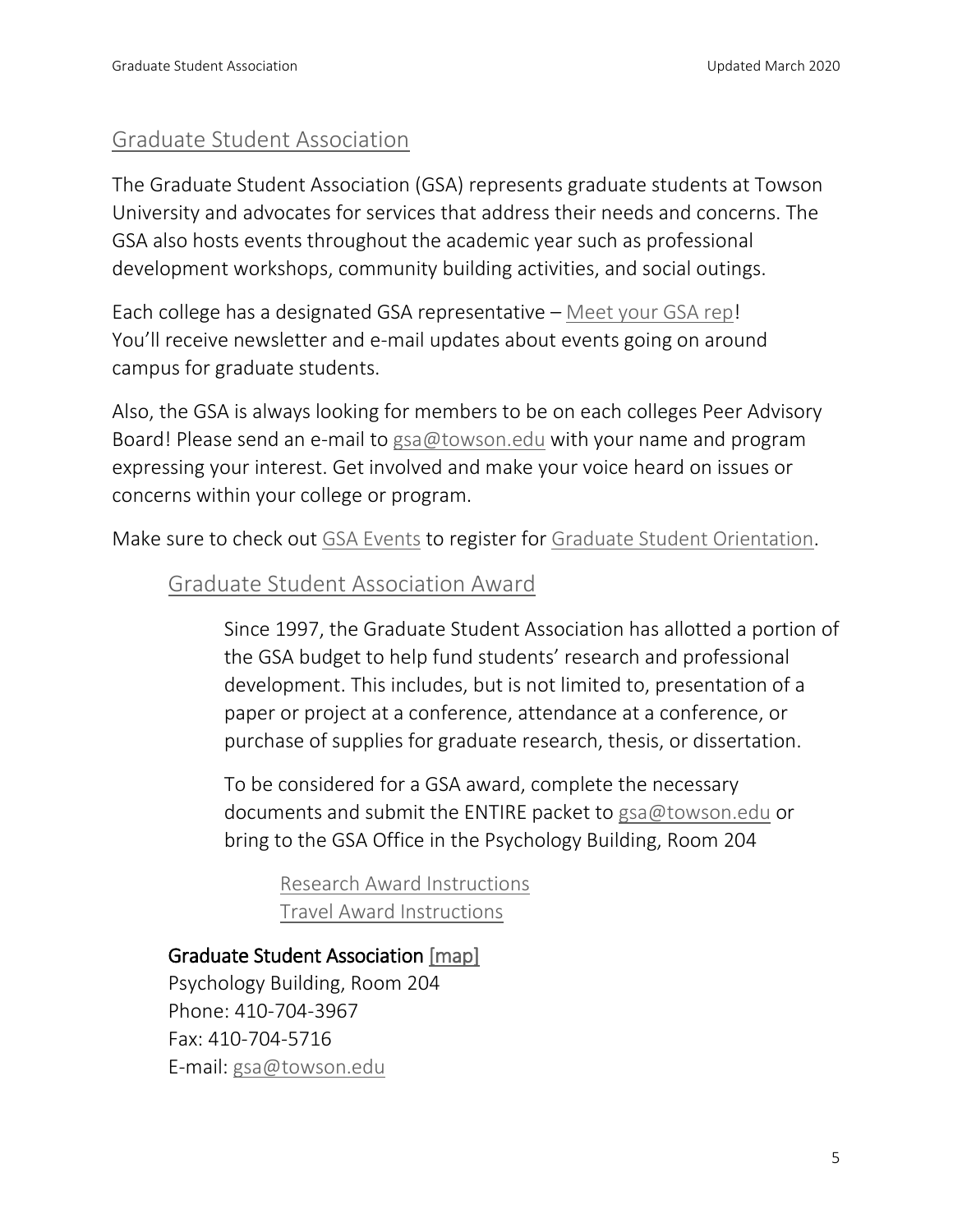## Graduate Student Association

The Graduate Student Association (GSA) represents graduate students at Towson University and advocates for services that address their needs and concerns. The GSA also hosts events throughout the academic year such as professional development workshops, community building activities, and social outings.

Each college has a designated GSA representative – Meet your GSA rep!
You'll receive newsletter and e-mail updates about events going on around campus for graduate students.

Also, the GSA is always looking for members to be on each colleges Peer Advisory Board! Please send an e-mail to gsa@towson.edu with your name and program expressing your interest. Get involved and make your voice heard on issues or concerns within your college or program.

Make sure to check out GSA Events to register for Graduate Student Orientation.

### Graduate Student Association Award

Since 1997, the Graduate Student Association has allotted a portion of the GSA budget to help fund students' research and professional development. This includes, but is not limited to, presentation of a paper or project at a conference, attendance at a conference, or purchase of supplies for graduate research, thesis, or dissertation.

To be considered for a GSA award, complete the necessary documents and submit the ENTIRE packet to gsa@towson.edu or bring to the GSA Office in the Psychology Building, Room 204

Research Award Instructions
Travel Award Instructions

**Graduate Student Association** [map]
Psychology Building, Room 204
Phone: 410-704-3967
Fax: 410-704-5716
E-mail: gsa@towson.edu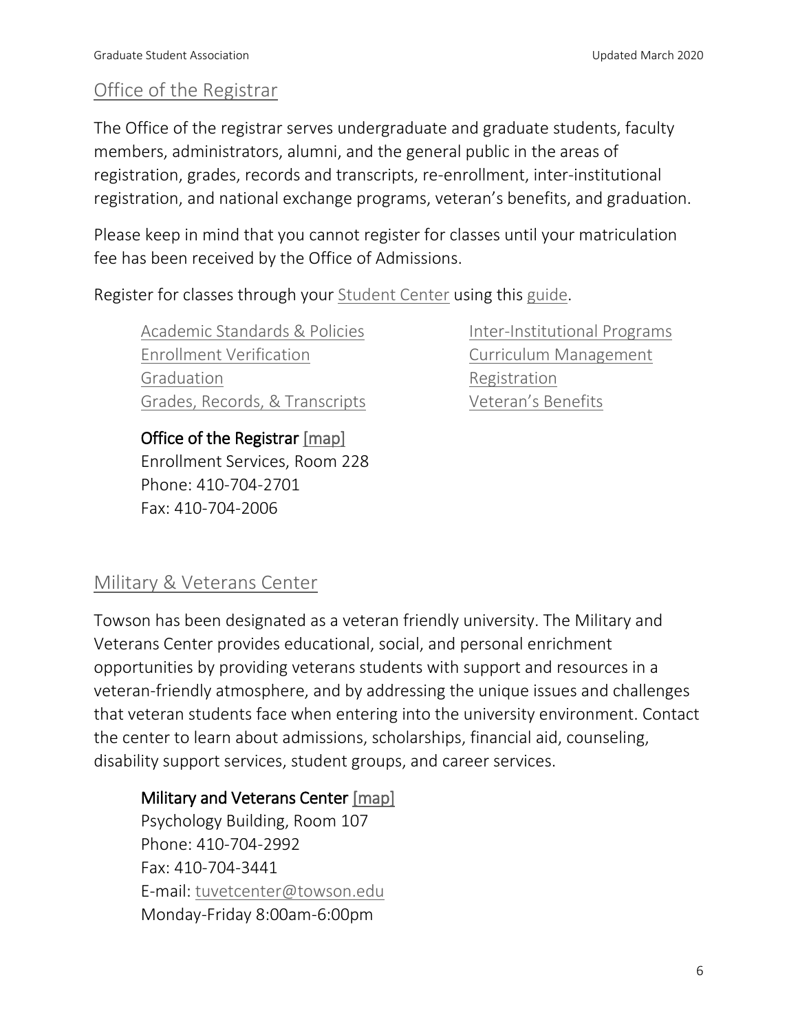## Office of the Registrar

The Office of the registrar serves undergraduate and graduate students, faculty members, administrators, alumni, and the general public in the areas of registration, grades, records and transcripts, re-enrollment, inter-institutional registration, and national exchange programs, veteran's benefits, and graduation.

Please keep in mind that you cannot register for classes until your matriculation fee has been received by the Office of Admissions.

Register for classes through your Student Center using this guide.

- Academic Standards & Policies
- Enrollment Verification
- Graduation
- Grades, Records, & Transcripts
- Inter-Institutional Programs
- Curriculum Management
- Registration
- Veteran's Benefits

**Office of the Registrar** [map]
Enrollment Services, Room 228
Phone: 410-704-2701
Fax: 410-704-2006

## Military & Veterans Center

Towson has been designated as a veteran friendly university. The Military and Veterans Center provides educational, social, and personal enrichment opportunities by providing veterans students with support and resources in a veteran-friendly atmosphere, and by addressing the unique issues and challenges that veteran students face when entering into the university environment. Contact the center to learn about admissions, scholarships, financial aid, counseling, disability support services, student groups, and career services.

**Military and Veterans Center** [map]
Psychology Building, Room 107
Phone: 410-704-2992
Fax: 410-704-3441
E-mail: tuvetcenter@towson.edu
Monday-Friday 8:00am-6:00pm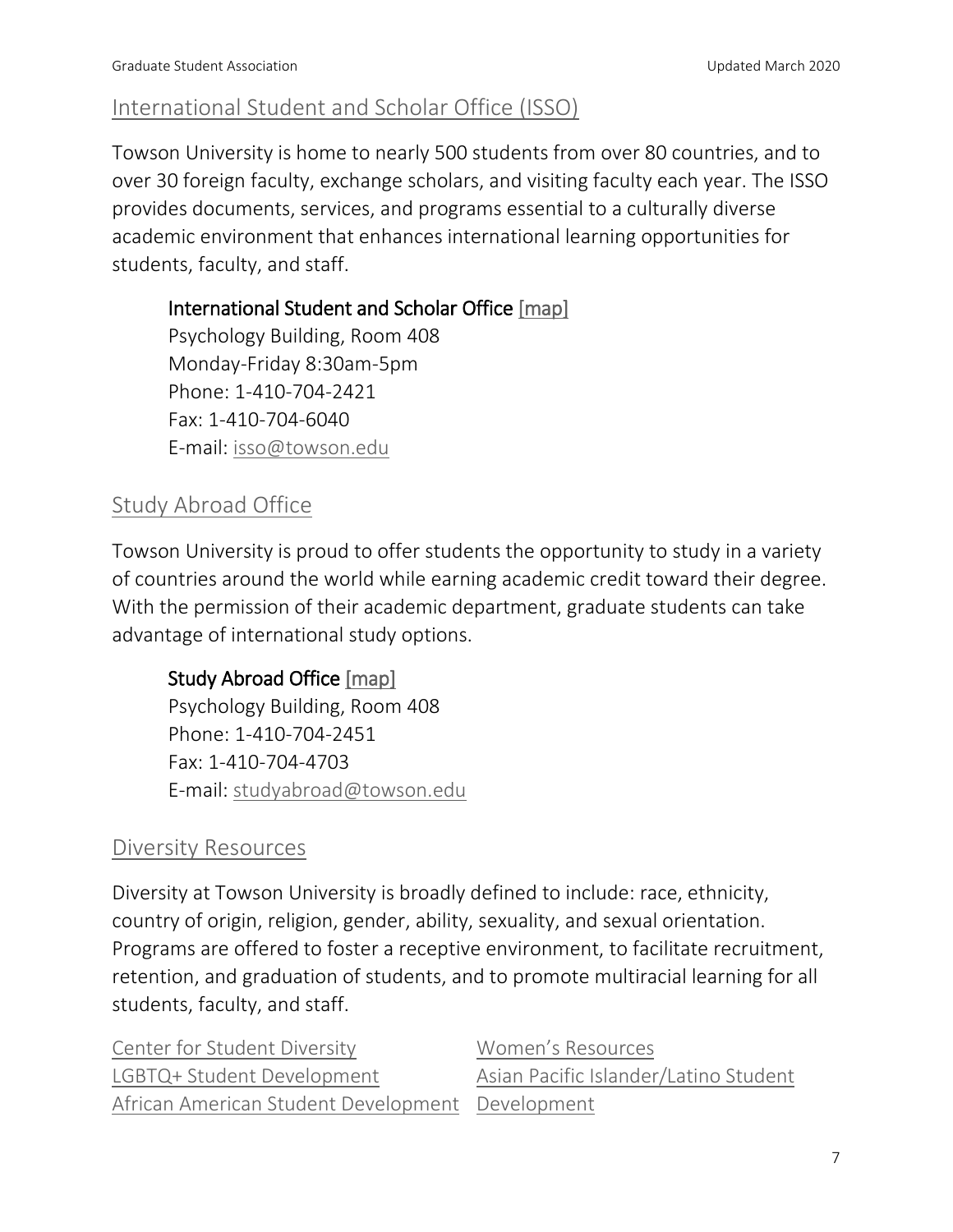## International Student and Scholar Office (ISSO)

Towson University is home to nearly 500 students from over 80 countries, and to over 30 foreign faculty, exchange scholars, and visiting faculty each year. The ISSO provides documents, services, and programs essential to a culturally diverse academic environment that enhances international learning opportunities for students, faculty, and staff.

**International Student and Scholar Office** [map]
Psychology Building, Room 408
Monday-Friday 8:30am-5pm
Phone: 1-410-704-2421
Fax: 1-410-704-6040
E-mail: isso@towson.edu

## Study Abroad Office

Towson University is proud to offer students the opportunity to study in a variety of countries around the world while earning academic credit toward their degree. With the permission of their academic department, graduate students can take advantage of international study options.

**Study Abroad Office** [map]
Psychology Building, Room 408
Phone: 1-410-704-2451
Fax: 1-410-704-4703
E-mail: studyabroad@towson.edu

## Diversity Resources

Diversity at Towson University is broadly defined to include: race, ethnicity, country of origin, religion, gender, ability, sexuality, and sexual orientation. Programs are offered to foster a receptive environment, to facilitate recruitment, retention, and graduation of students, and to promote multiracial learning for all students, faculty, and staff.

- Center for Student Diversity
- LGBTQ+ Student Development
- African American Student Development
- Women's Resources
- Asian Pacific Islander/Latino Student Development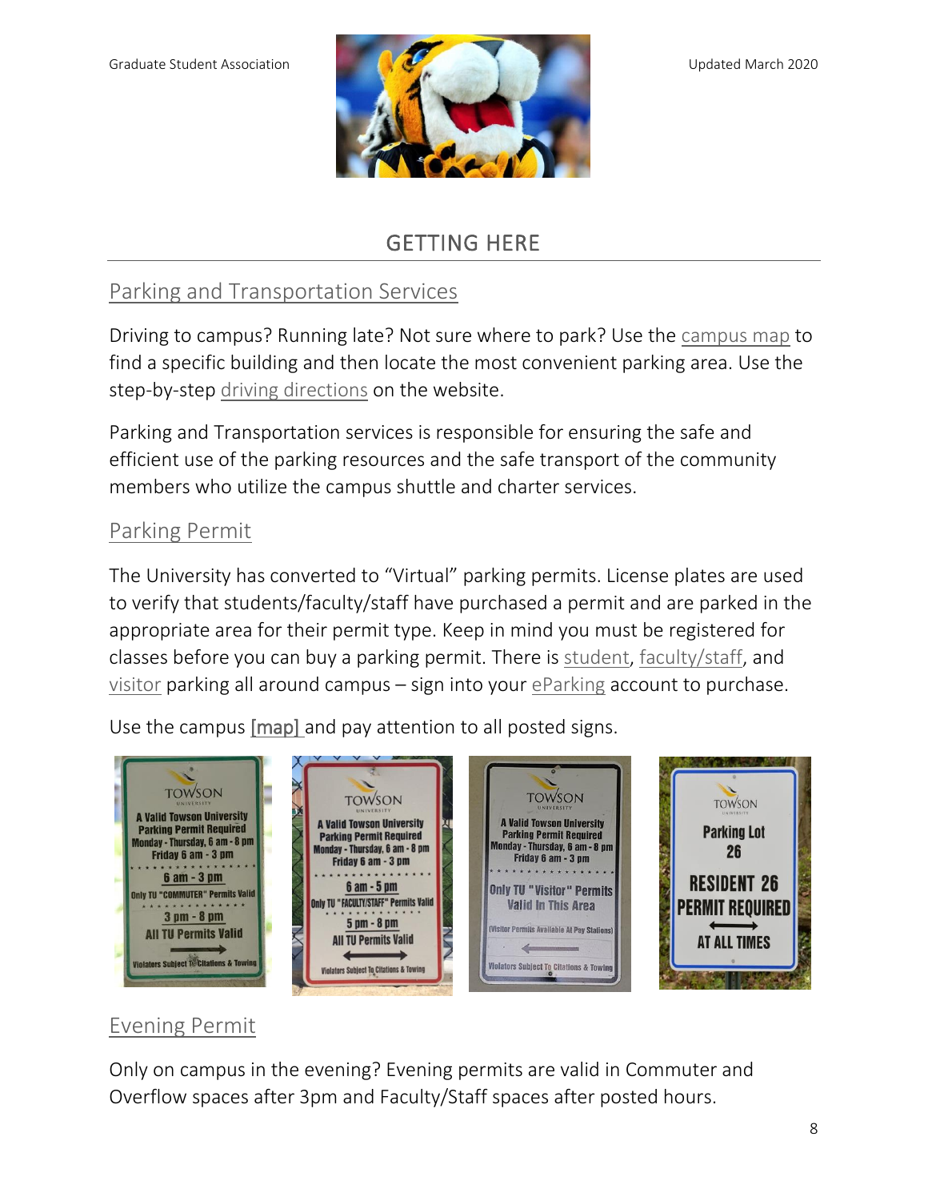# GETTING HERE

## Parking and Transportation Services

Driving to campus? Running late? Not sure where to park? Use the campus map to find a specific building and then locate the most convenient parking area. Use the step-by-step driving directions on the website.

Parking and Transportation services is responsible for ensuring the safe and efficient use of the parking resources and the safe transport of the community members who utilize the campus shuttle and charter services.

## Parking Permit

The University has converted to "Virtual" parking permits. License plates are used to verify that students/faculty/staff have purchased a permit and are parked in the appropriate area for their permit type. Keep in mind you must be registered for classes before you can buy a parking permit. There is student, faculty/staff, and visitor parking all around campus – sign into your eParking account to purchase.

Use the campus [map] and pay attention to all posted signs.

## Evening Permit

Only on campus in the evening? Evening permits are valid in Commuter and Overflow spaces after 3pm and Faculty/Staff spaces after posted hours.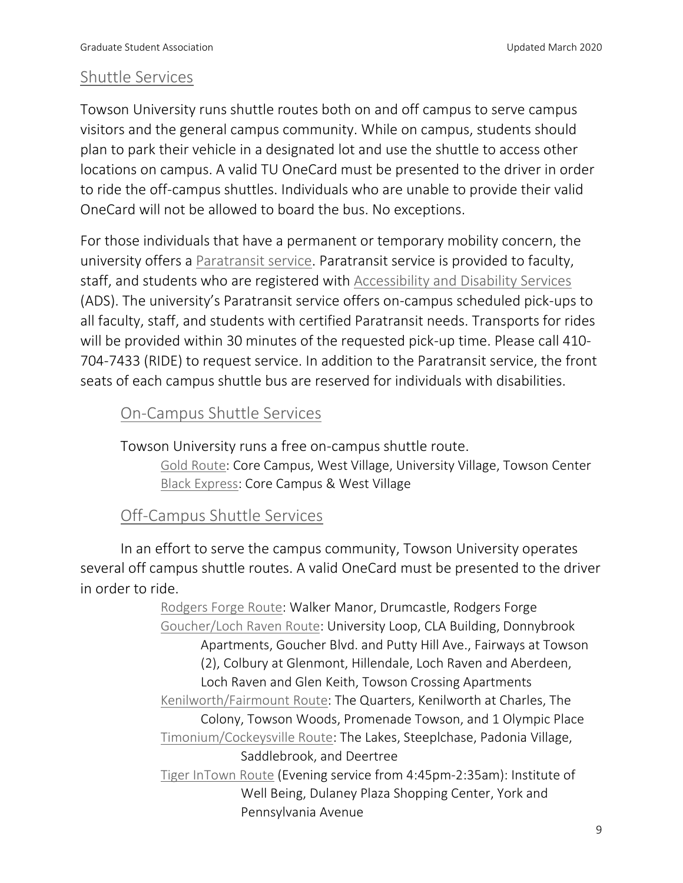## Shuttle Services

Towson University runs shuttle routes both on and off campus to serve campus visitors and the general campus community. While on campus, students should plan to park their vehicle in a designated lot and use the shuttle to access other locations on campus. A valid TU OneCard must be presented to the driver in order to ride the off-campus shuttles. Individuals who are unable to provide their valid OneCard will not be allowed to board the bus. No exceptions.

For those individuals that have a permanent or temporary mobility concern, the university offers a Paratransit service. Paratransit service is provided to faculty, staff, and students who are registered with Accessibility and Disability Services (ADS). The university's Paratransit service offers on-campus scheduled pick-ups to all faculty, staff, and students with certified Paratransit needs. Transports for rides will be provided within 30 minutes of the requested pick-up time. Please call 410-704-7433 (RIDE) to request service. In addition to the Paratransit service, the front seats of each campus shuttle bus are reserved for individuals with disabilities.

### On-Campus Shuttle Services

Towson University runs a free on-campus shuttle route.

- Gold Route: Core Campus, West Village, University Village, Towson Center
- Black Express: Core Campus & West Village

### Off-Campus Shuttle Services

In an effort to serve the campus community, Towson University operates several off campus shuttle routes. A valid OneCard must be presented to the driver in order to ride.

- Rodgers Forge Route: Walker Manor, Drumcastle, Rodgers Forge
- Goucher/Loch Raven Route: University Loop, CLA Building, Donnybrook Apartments, Goucher Blvd. and Putty Hill Ave., Fairways at Towson (2), Colbury at Glenmont, Hillendale, Loch Raven and Aberdeen, Loch Raven and Glen Keith, Towson Crossing Apartments
- Kenilworth/Fairmount Route: The Quarters, Kenilworth at Charles, The Colony, Towson Woods, Promenade Towson, and 1 Olympic Place
- Timonium/Cockeysville Route: The Lakes, Steeplchase, Padonia Village, Saddlebrook, and Deertree
- Tiger InTown Route (Evening service from 4:45pm-2:35am): Institute of Well Being, Dulaney Plaza Shopping Center, York and Pennsylvania Avenue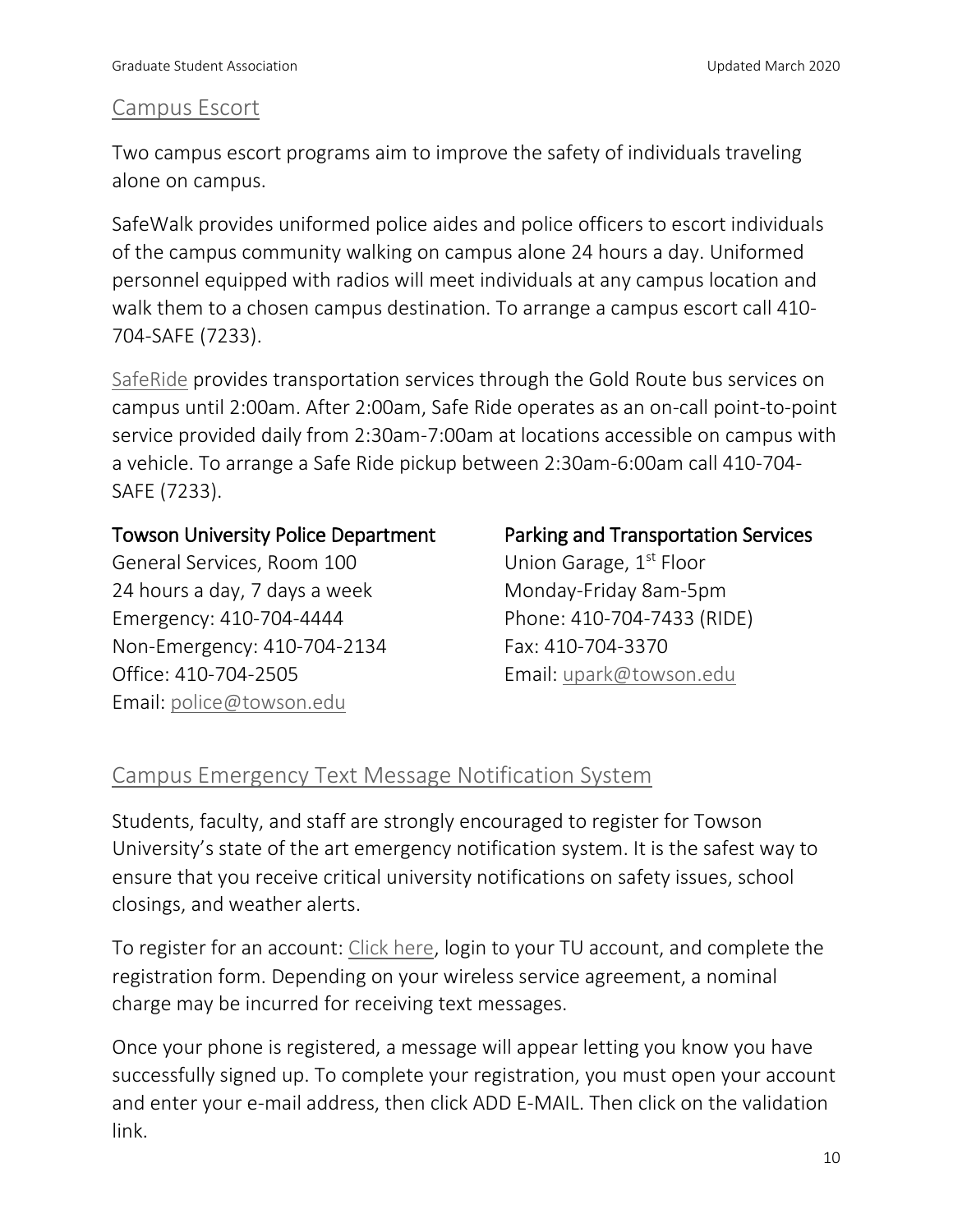## Campus Escort

Two campus escort programs aim to improve the safety of individuals traveling alone on campus.

SafeWalk provides uniformed police aides and police officers to escort individuals of the campus community walking on campus alone 24 hours a day. Uniformed personnel equipped with radios will meet individuals at any campus location and walk them to a chosen campus destination. To arrange a campus escort call 410-704-SAFE (7233).

SafeRide provides transportation services through the Gold Route bus services on campus until 2:00am. After 2:00am, Safe Ride operates as an on-call point-to-point service provided daily from 2:30am-7:00am at locations accessible on campus with a vehicle. To arrange a Safe Ride pickup between 2:30am-6:00am call 410-704-SAFE (7233).

**Towson University Police Department**
General Services, Room 100
24 hours a day, 7 days a week
Emergency: 410-704-4444
Non-Emergency: 410-704-2134
Office: 410-704-2505
Email: police@towson.edu

**Parking and Transportation Services**
Union Garage, 1st Floor
Monday-Friday 8am-5pm
Phone: 410-704-7433 (RIDE)
Fax: 410-704-3370
Email: upark@towson.edu

## Campus Emergency Text Message Notification System

Students, faculty, and staff are strongly encouraged to register for Towson University's state of the art emergency notification system. It is the safest way to ensure that you receive critical university notifications on safety issues, school closings, and weather alerts.

To register for an account: Click here, login to your TU account, and complete the registration form. Depending on your wireless service agreement, a nominal charge may be incurred for receiving text messages.

Once your phone is registered, a message will appear letting you know you have successfully signed up. To complete your registration, you must open your account and enter your e-mail address, then click ADD E-MAIL. Then click on the validation link.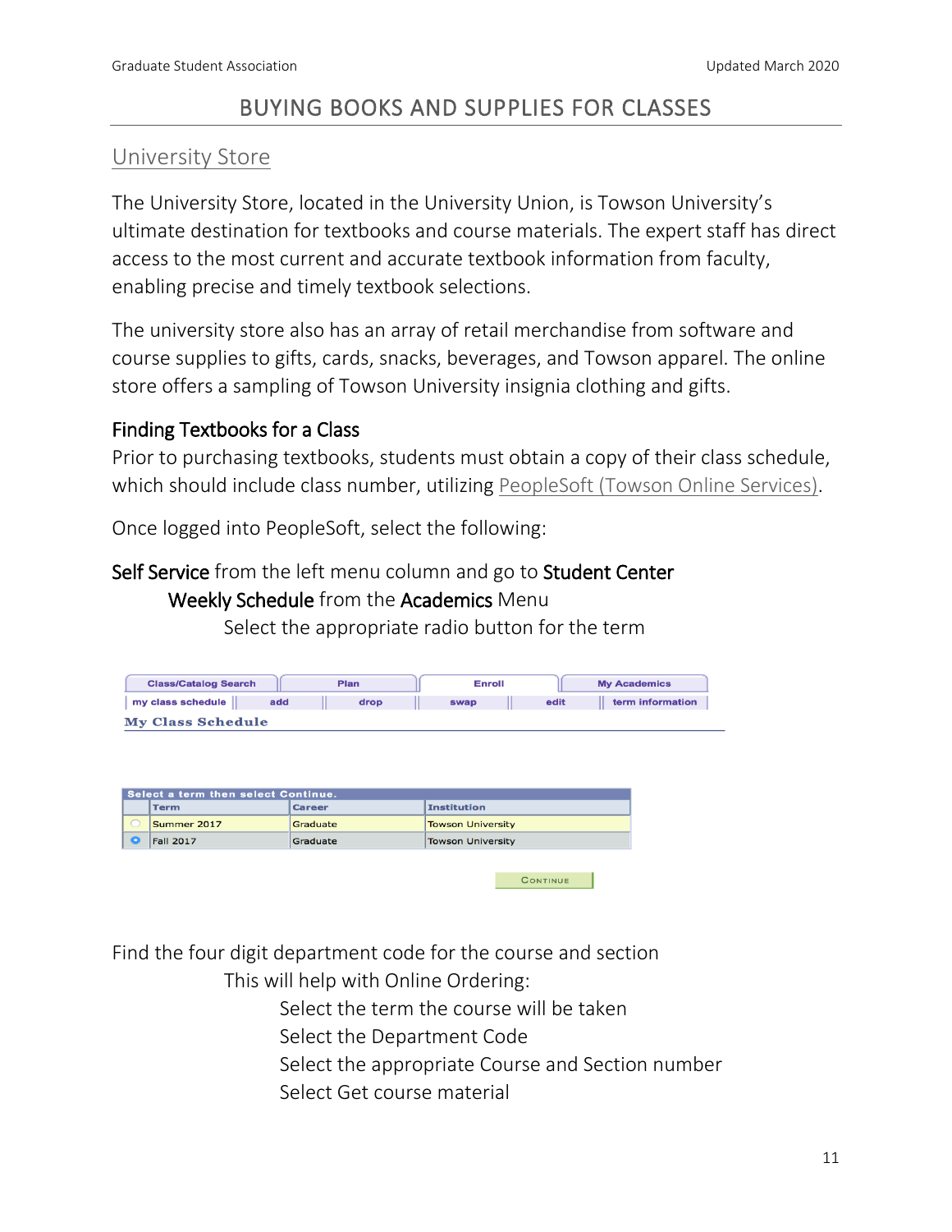# BUYING BOOKS AND SUPPLIES FOR CLASSES

## University Store

The University Store, located in the University Union, is Towson University's ultimate destination for textbooks and course materials. The expert staff has direct access to the most current and accurate textbook information from faculty, enabling precise and timely textbook selections.

The university store also has an array of retail merchandise from software and course supplies to gifts, cards, snacks, beverages, and Towson apparel. The online store offers a sampling of Towson University insignia clothing and gifts.

### Finding Textbooks for a Class

Prior to purchasing textbooks, students must obtain a copy of their class schedule, which should include class number, utilizing PeopleSoft (Towson Online Services).

Once logged into PeopleSoft, select the following:

**Self Service** from the left menu column and go to **Student Center**
- **Weekly Schedule** from the **Academics** Menu
  - Select the appropriate radio button for the term

| Class/Catalog Search | Plan | Enroll | My Academics |
|---|---|---|---|

my class schedule | add | drop | swap | edit | term information

**My Class Schedule**

Select a term then select Continue.

| | Term | Career | Institution |
|---|---|---|---|
| ○ | Summer 2017 | Graduate | Towson University |
| ● | Fall 2017 | Graduate | Towson University |

CONTINUE

Find the four digit department code for the course and section
- This will help with Online Ordering:
  - Select the term the course will be taken
  - Select the Department Code
  - Select the appropriate Course and Section number
  - Select Get course material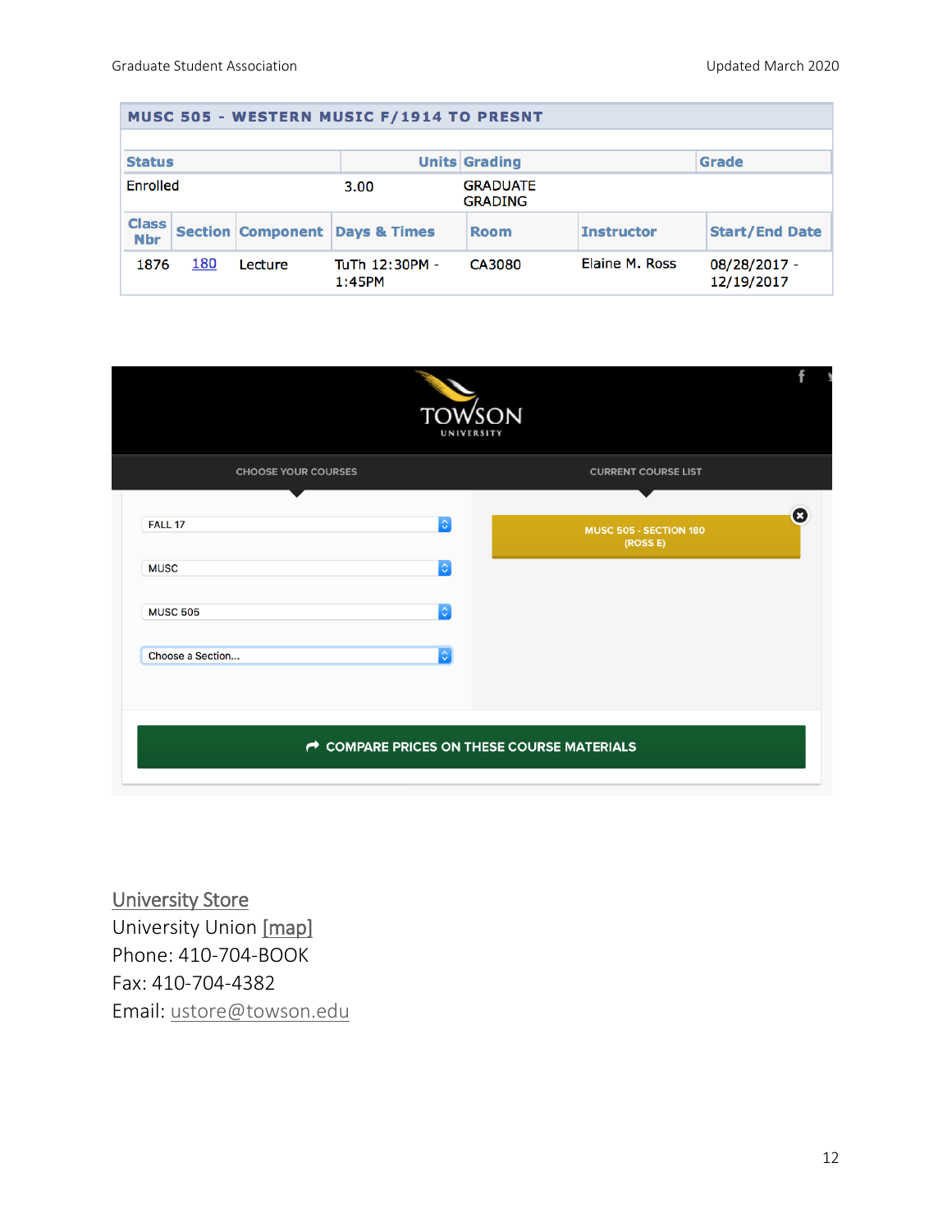**MUSC 505 - WESTERN MUSIC F/1914 TO PRESNT**

| Status | Units | Grading | Grade |
|---|---|---|---|
| Enrolled | 3.00 | GRADUATE GRADING | |

| Class Nbr | Section | Component | Days & Times | Room | Instructor | Start/End Date |
|---|---|---|---|---|---|---|
| 1876 | 180 | Lecture | TuTh 12:30PM - 1:45PM | CA3080 | Elaine M. Ross | 08/28/2017 - 12/19/2017 |

TOWSON UNIVERSITY

CHOOSE YOUR COURSES

- FALL 17
- MUSC
- MUSC 505
- Choose a Section...

CURRENT COURSE LIST

- MUSC 505 - SECTION 180 (ROSS E)

COMPARE PRICES ON THESE COURSE MATERIALS

University Store
University Union [map]
Phone: 410-704-BOOK
Fax: 410-704-4382
Email: ustore@towson.edu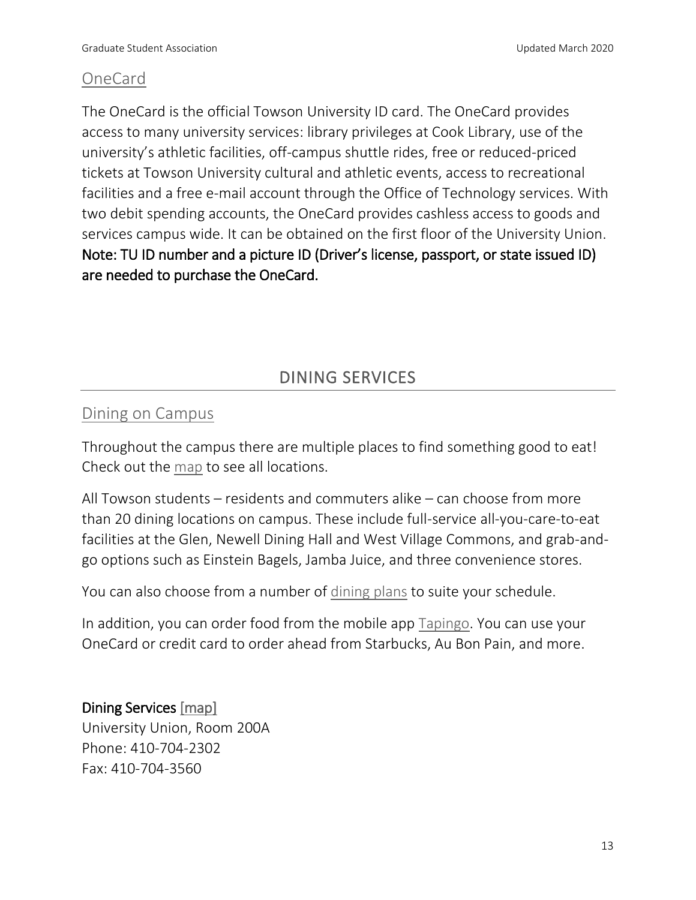## OneCard

The OneCard is the official Towson University ID card. The OneCard provides access to many university services: library privileges at Cook Library, use of the university's athletic facilities, off-campus shuttle rides, free or reduced-priced tickets at Towson University cultural and athletic events, access to recreational facilities and a free e-mail account through the Office of Technology services. With two debit spending accounts, the OneCard provides cashless access to goods and services campus wide. It can be obtained on the first floor of the University Union. **Note: TU ID number and a picture ID (Driver's license, passport, or state issued ID) are needed to purchase the OneCard.**

# DINING SERVICES

## Dining on Campus

Throughout the campus there are multiple places to find something good to eat! Check out the map to see all locations.

All Towson students – residents and commuters alike – can choose from more than 20 dining locations on campus. These include full-service all-you-care-to-eat facilities at the Glen, Newell Dining Hall and West Village Commons, and grab-and-go options such as Einstein Bagels, Jamba Juice, and three convenience stores.

You can also choose from a number of dining plans to suite your schedule.

In addition, you can order food from the mobile app Tapingo. You can use your OneCard or credit card to order ahead from Starbucks, Au Bon Pain, and more.

**Dining Services** [map]
University Union, Room 200A
Phone: 410-704-2302
Fax: 410-704-3560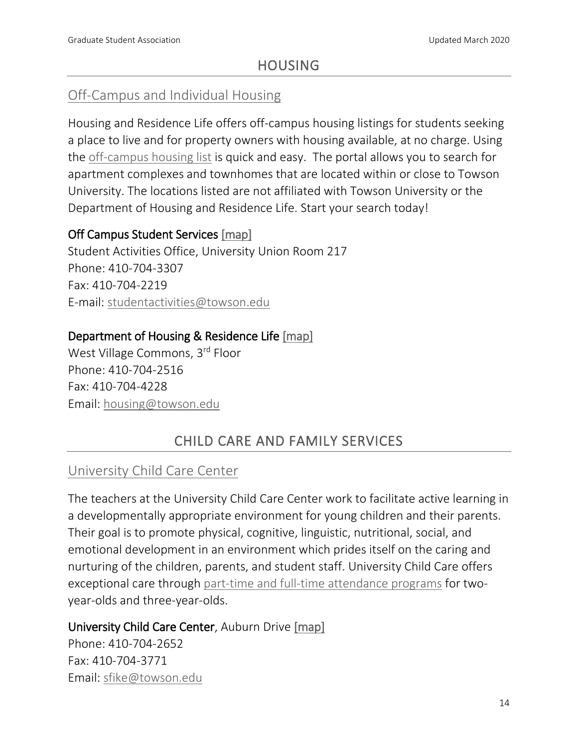# HOUSING

## Off-Campus and Individual Housing

Housing and Residence Life offers off-campus housing listings for students seeking a place to live and for property owners with housing available, at no charge. Using the off-campus housing list is quick and easy. The portal allows you to search for apartment complexes and townhomes that are located within or close to Towson University. The locations listed are not affiliated with Towson University or the Department of Housing and Residence Life. Start your search today!

**Off Campus Student Services** [map]
Student Activities Office, University Union Room 217
Phone: 410-704-3307
Fax: 410-704-2219
E-mail: studentactivities@towson.edu

**Department of Housing & Residence Life** [map]
West Village Commons, 3rd Floor
Phone: 410-704-2516
Fax: 410-704-4228
Email: housing@towson.edu

# CHILD CARE AND FAMILY SERVICES

## University Child Care Center

The teachers at the University Child Care Center work to facilitate active learning in a developmentally appropriate environment for young children and their parents. Their goal is to promote physical, cognitive, linguistic, nutritional, social, and emotional development in an environment which prides itself on the caring and nurturing of the children, parents, and student staff. University Child Care offers exceptional care through part-time and full-time attendance programs for two-year-olds and three-year-olds.

**University Child Care Center**, Auburn Drive [map]
Phone: 410-704-2652
Fax: 410-704-3771
Email: sfike@towson.edu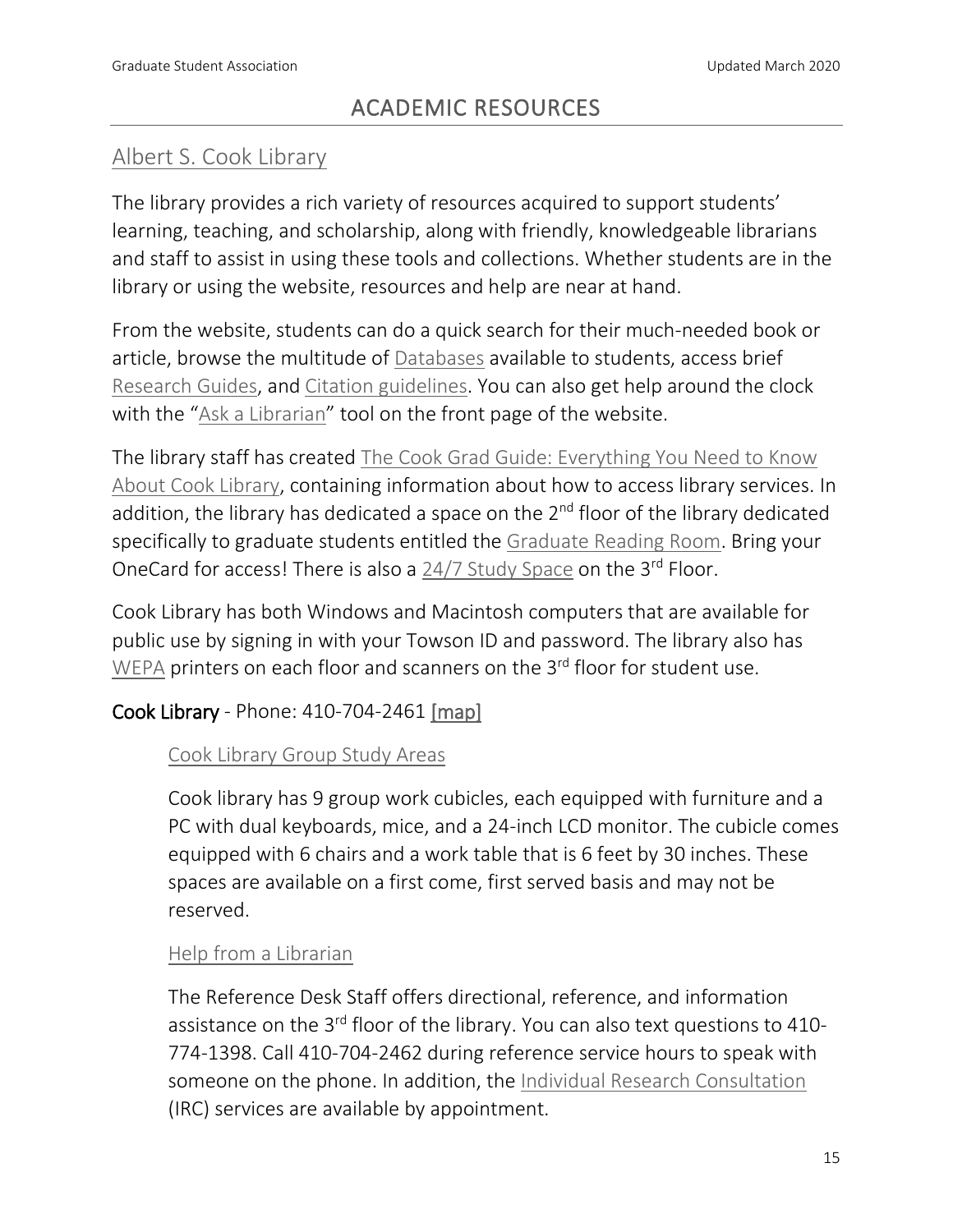# ACADEMIC RESOURCES

## Albert S. Cook Library

The library provides a rich variety of resources acquired to support students' learning, teaching, and scholarship, along with friendly, knowledgeable librarians and staff to assist in using these tools and collections. Whether students are in the library or using the website, resources and help are near at hand.

From the website, students can do a quick search for their much-needed book or article, browse the multitude of Databases available to students, access brief Research Guides, and Citation guidelines. You can also get help around the clock with the "Ask a Librarian" tool on the front page of the website.

The library staff has created The Cook Grad Guide: Everything You Need to Know About Cook Library, containing information about how to access library services. In addition, the library has dedicated a space on the 2nd floor of the library dedicated specifically to graduate students entitled the Graduate Reading Room. Bring your OneCard for access! There is also a 24/7 Study Space on the 3rd Floor.

Cook Library has both Windows and Macintosh computers that are available for public use by signing in with your Towson ID and password. The library also has WEPA printers on each floor and scanners on the 3rd floor for student use.

**Cook Library** - Phone: 410-704-2461 [map]

### Cook Library Group Study Areas

Cook library has 9 group work cubicles, each equipped with furniture and a PC with dual keyboards, mice, and a 24-inch LCD monitor. The cubicle comes equipped with 6 chairs and a work table that is 6 feet by 30 inches. These spaces are available on a first come, first served basis and may not be reserved.

### Help from a Librarian

The Reference Desk Staff offers directional, reference, and information assistance on the 3rd floor of the library. You can also text questions to 410-774-1398. Call 410-704-2462 during reference service hours to speak with someone on the phone. In addition, the Individual Research Consultation (IRC) services are available by appointment.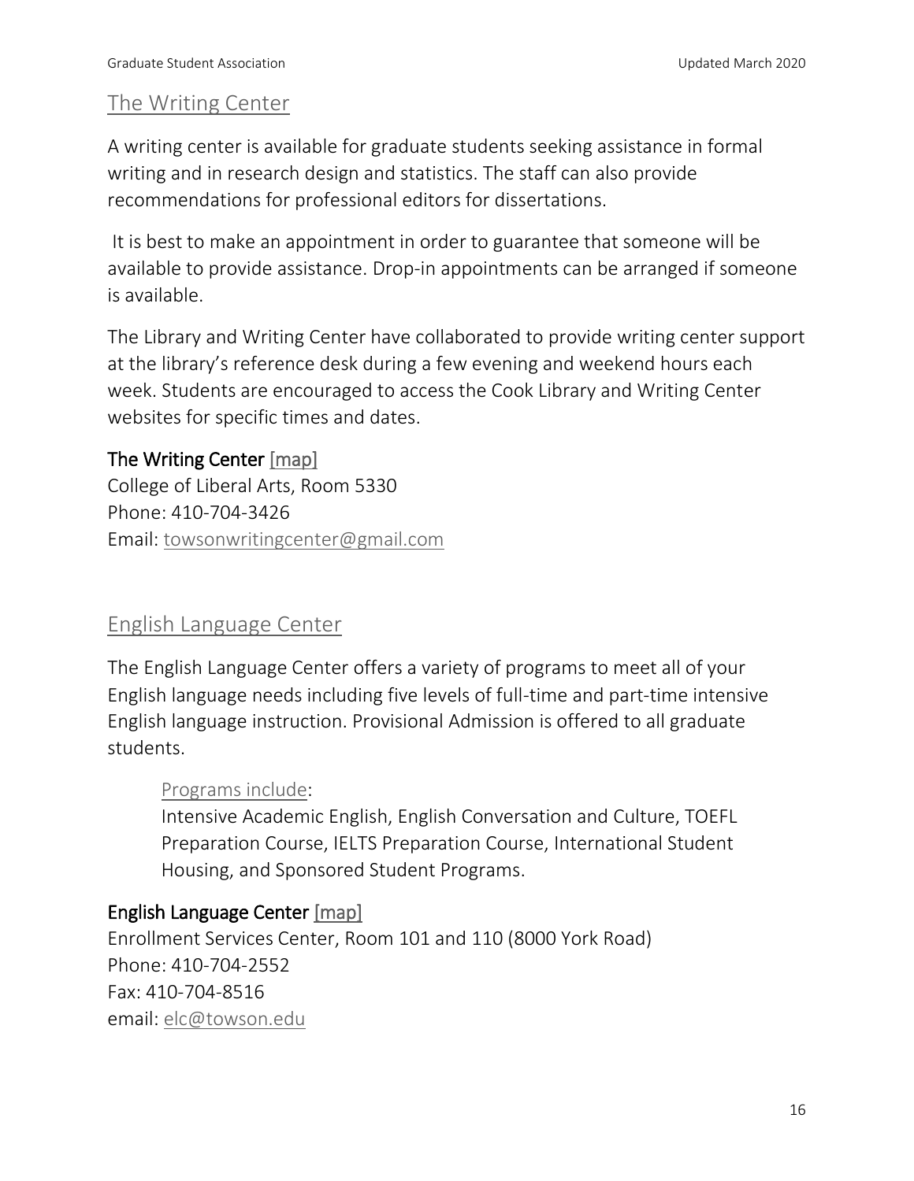## The Writing Center

A writing center is available for graduate students seeking assistance in formal writing and in research design and statistics. The staff can also provide recommendations for professional editors for dissertations.

It is best to make an appointment in order to guarantee that someone will be available to provide assistance. Drop-in appointments can be arranged if someone is available.

The Library and Writing Center have collaborated to provide writing center support at the library's reference desk during a few evening and weekend hours each week. Students are encouraged to access the Cook Library and Writing Center websites for specific times and dates.

**The Writing Center** [map]
College of Liberal Arts, Room 5330
Phone: 410-704-3426
Email: towsonwritingcenter@gmail.com

## English Language Center

The English Language Center offers a variety of programs to meet all of your English language needs including five levels of full-time and part-time intensive English language instruction. Provisional Admission is offered to all graduate students.

> Programs include:
> Intensive Academic English, English Conversation and Culture, TOEFL Preparation Course, IELTS Preparation Course, International Student Housing, and Sponsored Student Programs.

**English Language Center** [map]
Enrollment Services Center, Room 101 and 110 (8000 York Road)
Phone: 410-704-2552
Fax: 410-704-8516
email: elc@towson.edu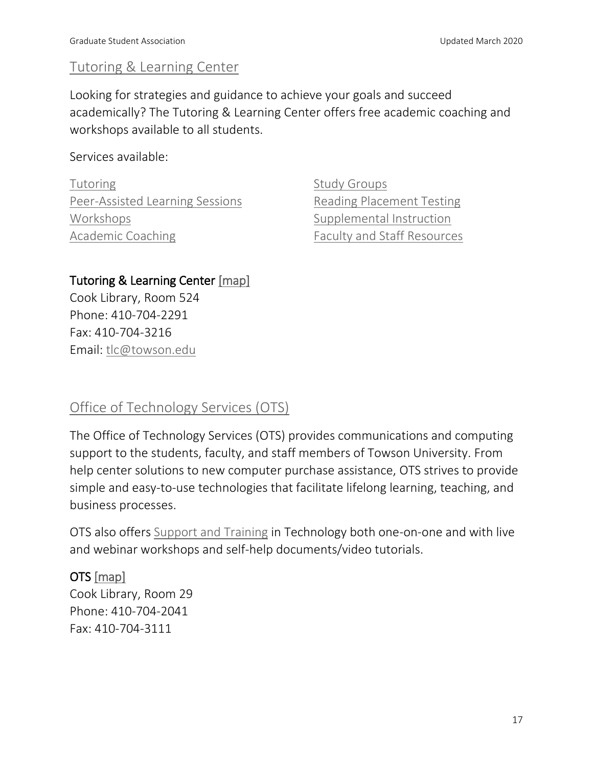## Tutoring & Learning Center

Looking for strategies and guidance to achieve your goals and succeed academically? The Tutoring & Learning Center offers free academic coaching and workshops available to all students.

Services available:

- Tutoring
- Peer-Assisted Learning Sessions
- Workshops
- Academic Coaching
- Study Groups
- Reading Placement Testing
- Supplemental Instruction
- Faculty and Staff Resources

**Tutoring & Learning Center** [map]
Cook Library, Room 524
Phone: 410-704-2291
Fax: 410-704-3216
Email: tlc@towson.edu

## Office of Technology Services (OTS)

The Office of Technology Services (OTS) provides communications and computing support to the students, faculty, and staff members of Towson University. From help center solutions to new computer purchase assistance, OTS strives to provide simple and easy-to-use technologies that facilitate lifelong learning, teaching, and business processes.

OTS also offers Support and Training in Technology both one-on-one and with live and webinar workshops and self-help documents/video tutorials.

**OTS** [map]
Cook Library, Room 29
Phone: 410-704-2041
Fax: 410-704-3111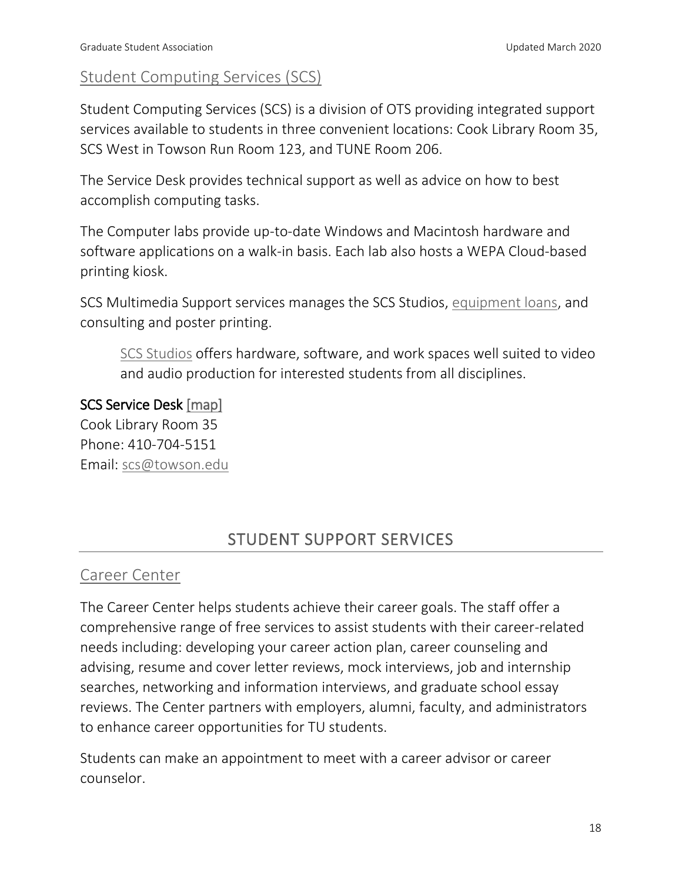## Student Computing Services (SCS)

Student Computing Services (SCS) is a division of OTS providing integrated support services available to students in three convenient locations: Cook Library Room 35, SCS West in Towson Run Room 123, and TUNE Room 206.

The Service Desk provides technical support as well as advice on how to best accomplish computing tasks.

The Computer labs provide up-to-date Windows and Macintosh hardware and software applications on a walk-in basis. Each lab also hosts a WEPA Cloud-based printing kiosk.

SCS Multimedia Support services manages the SCS Studios, equipment loans, and consulting and poster printing.

> SCS Studios offers hardware, software, and work spaces well suited to video and audio production for interested students from all disciplines.

**SCS Service Desk** [map]
Cook Library Room 35
Phone: 410-704-5151
Email: scs@towson.edu

# STUDENT SUPPORT SERVICES

## Career Center

The Career Center helps students achieve their career goals. The staff offer a comprehensive range of free services to assist students with their career-related needs including: developing your career action plan, career counseling and advising, resume and cover letter reviews, mock interviews, job and internship searches, networking and information interviews, and graduate school essay reviews. The Center partners with employers, alumni, faculty, and administrators to enhance career opportunities for TU students.

Students can make an appointment to meet with a career advisor or career counselor.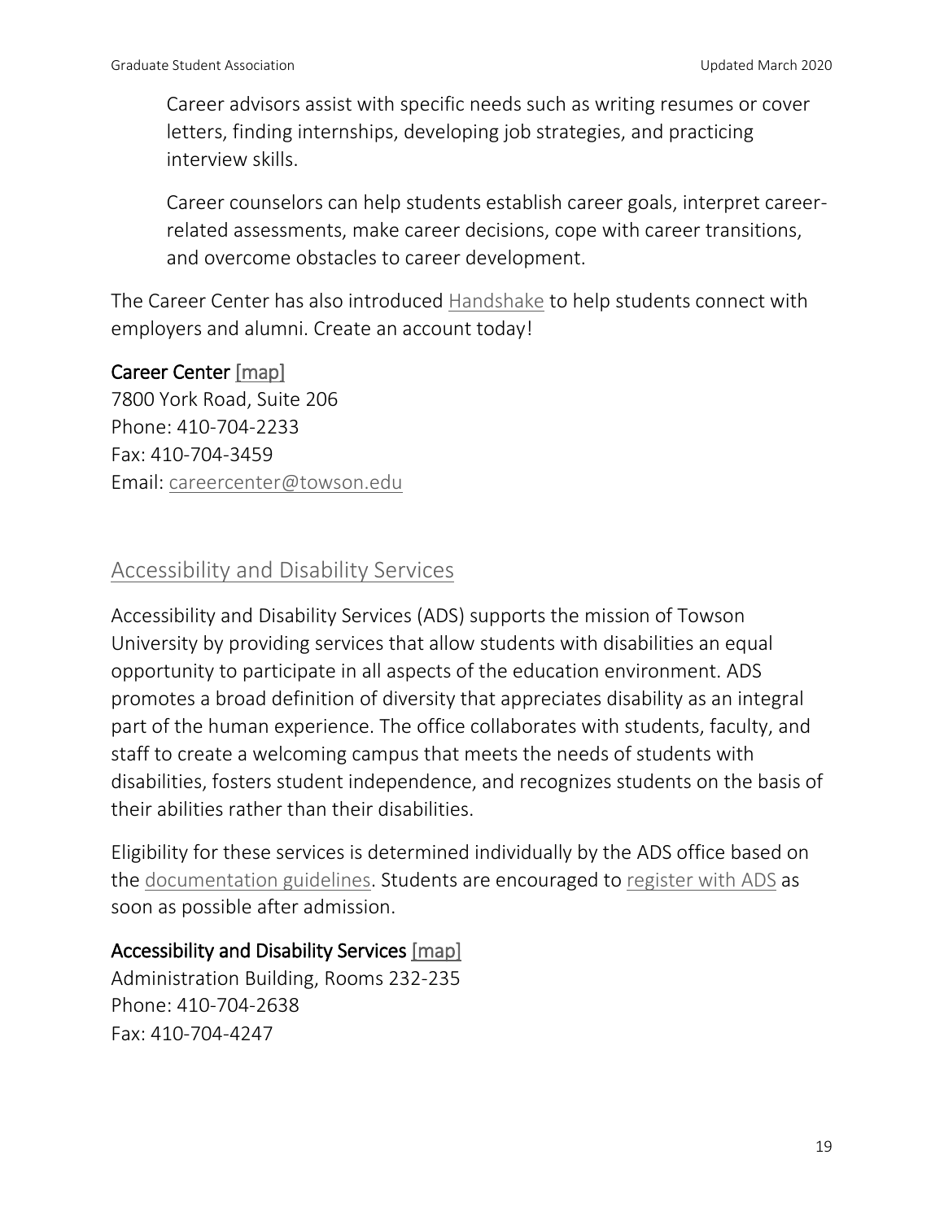Career advisors assist with specific needs such as writing resumes or cover letters, finding internships, developing job strategies, and practicing interview skills.

Career counselors can help students establish career goals, interpret career-related assessments, make career decisions, cope with career transitions, and overcome obstacles to career development.

The Career Center has also introduced Handshake to help students connect with employers and alumni. Create an account today!

**Career Center** [map]
7800 York Road, Suite 206
Phone: 410-704-2233
Fax: 410-704-3459
Email: careercenter@towson.edu

## Accessibility and Disability Services

Accessibility and Disability Services (ADS) supports the mission of Towson University by providing services that allow students with disabilities an equal opportunity to participate in all aspects of the education environment. ADS promotes a broad definition of diversity that appreciates disability as an integral part of the human experience. The office collaborates with students, faculty, and staff to create a welcoming campus that meets the needs of students with disabilities, fosters student independence, and recognizes students on the basis of their abilities rather than their disabilities.

Eligibility for these services is determined individually by the ADS office based on the documentation guidelines. Students are encouraged to register with ADS as soon as possible after admission.

**Accessibility and Disability Services** [map]
Administration Building, Rooms 232-235
Phone: 410-704-2638
Fax: 410-704-4247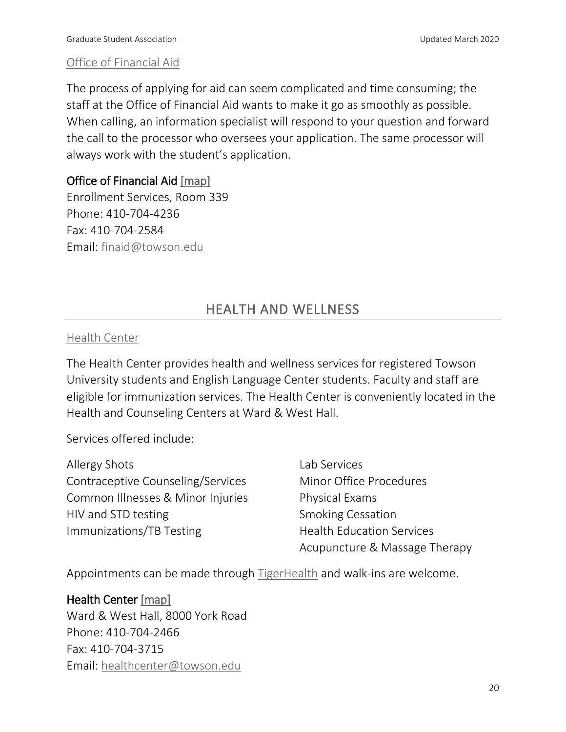### Office of Financial Aid

The process of applying for aid can seem complicated and time consuming; the staff at the Office of Financial Aid wants to make it go as smoothly as possible. When calling, an information specialist will respond to your question and forward the call to the processor who oversees your application. The same processor will always work with the student's application.

**Office of Financial Aid** [map]
Enrollment Services, Room 339
Phone: 410-704-4236
Fax: 410-704-2584
Email: finaid@towson.edu

## HEALTH AND WELLNESS

### Health Center

The Health Center provides health and wellness services for registered Towson University students and English Language Center students. Faculty and staff are eligible for immunization services. The Health Center is conveniently located in the Health and Counseling Centers at Ward & West Hall.

Services offered include:

- Allergy Shots
- Contraceptive Counseling/Services
- Common Illnesses & Minor Injuries
- HIV and STD testing
- Immunizations/TB Testing
- Lab Services
- Minor Office Procedures
- Physical Exams
- Smoking Cessation
- Health Education Services
- Acupuncture & Massage Therapy

Appointments can be made through TigerHealth and walk-ins are welcome.

**Health Center** [map]
Ward & West Hall, 8000 York Road
Phone: 410-704-2466
Fax: 410-704-3715
Email: healthcenter@towson.edu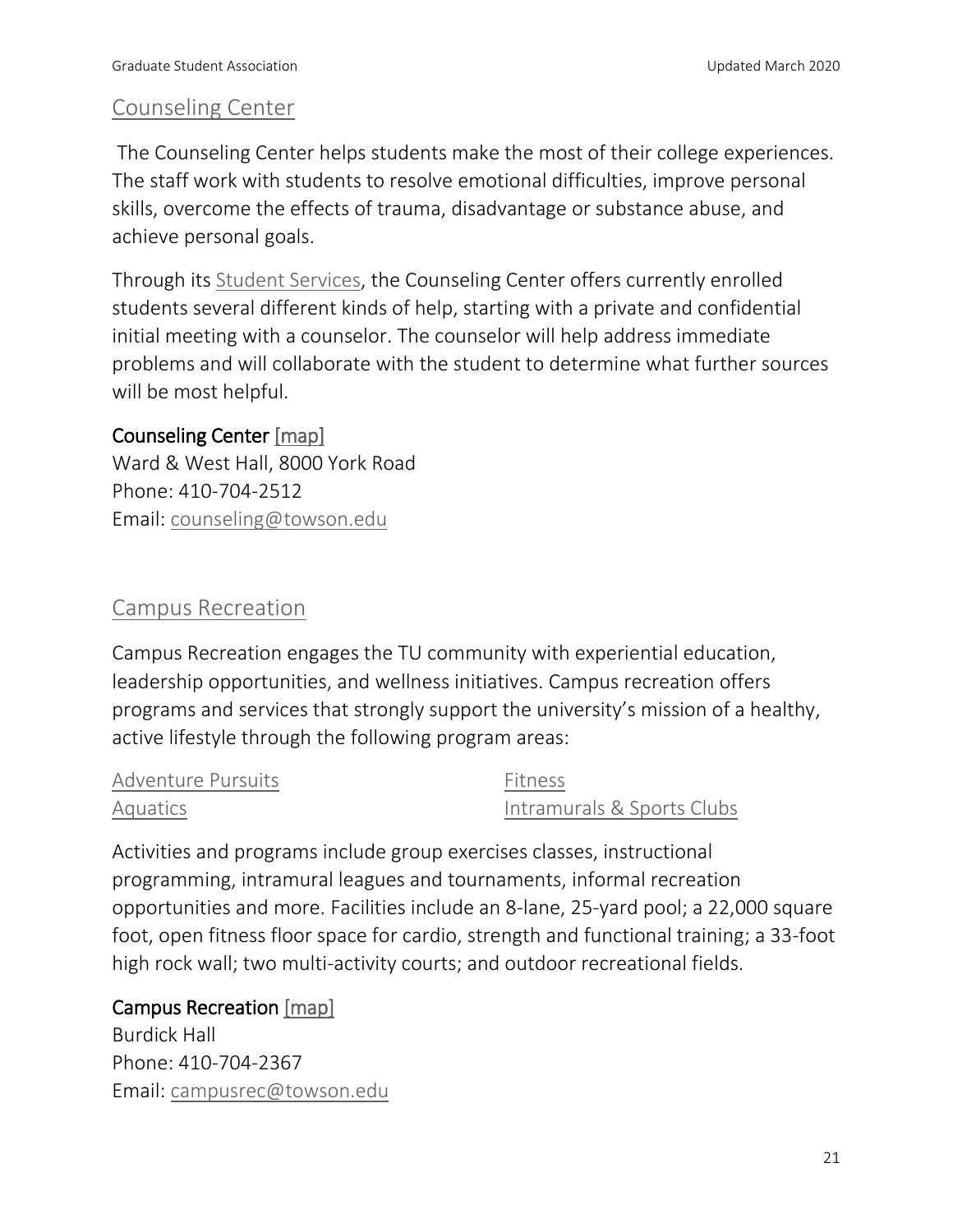## Counseling Center

The Counseling Center helps students make the most of their college experiences. The staff work with students to resolve emotional difficulties, improve personal skills, overcome the effects of trauma, disadvantage or substance abuse, and achieve personal goals.

Through its Student Services, the Counseling Center offers currently enrolled students several different kinds of help, starting with a private and confidential initial meeting with a counselor. The counselor will help address immediate problems and will collaborate with the student to determine what further sources will be most helpful.

**Counseling Center** [map]
Ward & West Hall, 8000 York Road
Phone: 410-704-2512
Email: counseling@towson.edu

## Campus Recreation

Campus Recreation engages the TU community with experiential education, leadership opportunities, and wellness initiatives. Campus recreation offers programs and services that strongly support the university's mission of a healthy, active lifestyle through the following program areas:

- Adventure Pursuits
- Aquatics
- Fitness
- Intramurals & Sports Clubs

Activities and programs include group exercises classes, instructional programming, intramural leagues and tournaments, informal recreation opportunities and more. Facilities include an 8-lane, 25-yard pool; a 22,000 square foot, open fitness floor space for cardio, strength and functional training; a 33-foot high rock wall; two multi-activity courts; and outdoor recreational fields.

**Campus Recreation** [map]
Burdick Hall
Phone: 410-704-2367
Email: campusrec@towson.edu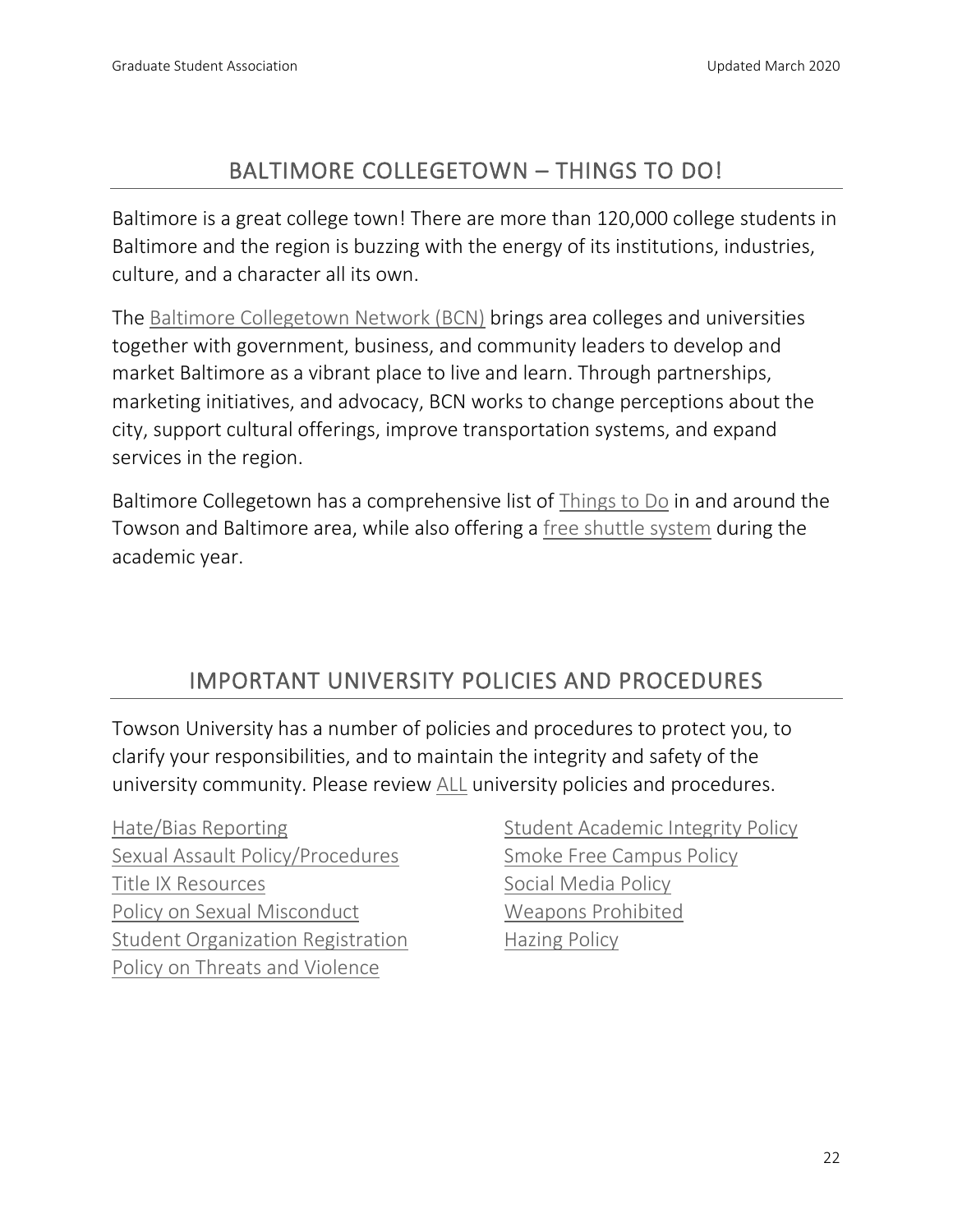## BALTIMORE COLLEGETOWN – THINGS TO DO!

Baltimore is a great college town! There are more than 120,000 college students in Baltimore and the region is buzzing with the energy of its institutions, industries, culture, and a character all its own.

The Baltimore Collegetown Network (BCN) brings area colleges and universities together with government, business, and community leaders to develop and market Baltimore as a vibrant place to live and learn. Through partnerships, marketing initiatives, and advocacy, BCN works to change perceptions about the city, support cultural offerings, improve transportation systems, and expand services in the region.

Baltimore Collegetown has a comprehensive list of Things to Do in and around the Towson and Baltimore area, while also offering a free shuttle system during the academic year.

## IMPORTANT UNIVERSITY POLICIES AND PROCEDURES

Towson University has a number of policies and procedures to protect you, to clarify your responsibilities, and to maintain the integrity and safety of the university community. Please review ALL university policies and procedures.

- Hate/Bias Reporting
- Sexual Assault Policy/Procedures
- Title IX Resources
- Policy on Sexual Misconduct
- Student Organization Registration
- Policy on Threats and Violence
- Student Academic Integrity Policy
- Smoke Free Campus Policy
- Social Media Policy
- Weapons Prohibited
- Hazing Policy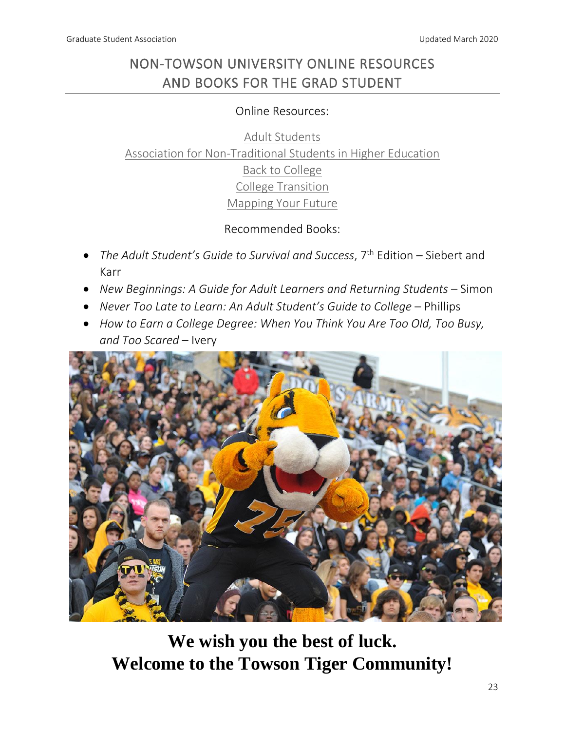# NON-TOWSON UNIVERSITY ONLINE RESOURCES AND BOOKS FOR THE GRAD STUDENT

Online Resources:

Adult Students
Association for Non-Traditional Students in Higher Education
Back to College
College Transition
Mapping Your Future

Recommended Books:

- *The Adult Student's Guide to Survival and Success*, 7th Edition – Siebert and Karr
- *New Beginnings: A Guide for Adult Learners and Returning Students* – Simon
- *Never Too Late to Learn: An Adult Student's Guide to College* – Phillips
- *How to Earn a College Degree: When You Think You Are Too Old, Too Busy, and Too Scared* – Ivery

**We wish you the best of luck.**
**Welcome to the Towson Tiger Community!**